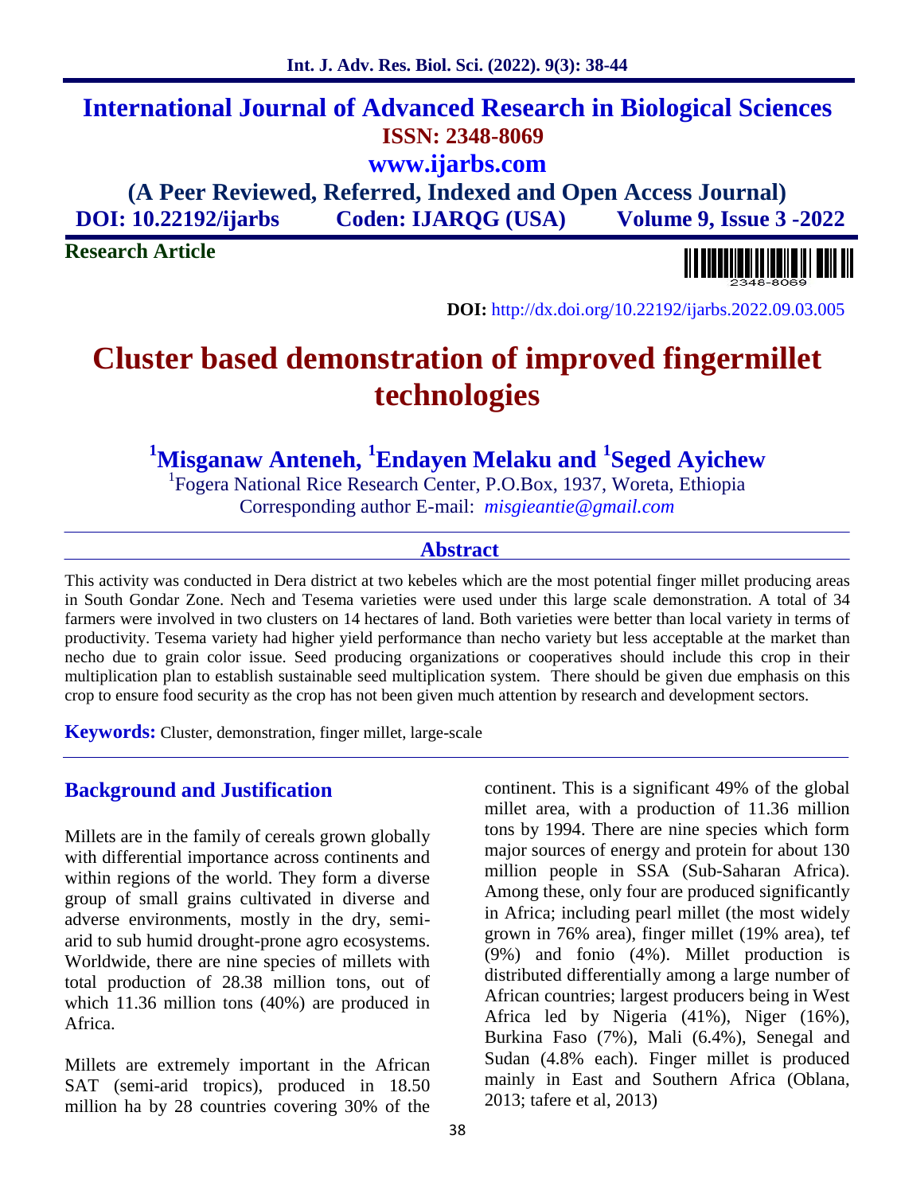# International Journal of Advanced Research in Biological Sciences

**ISSN: 2348-8069**

**www.ijarbs.com**

**(A Peer Reviewed, Referred, Indexed and Open Access Journal)**

**DOI: 10.22192/ijarbs Coden: IJARQG (USA) Volume 9, Issue 3 -2022**

**Research Article**

**DOI:** http://dx.doi.org/10.22192/ijarbs.2022.09.03.005

# Cluster based demonstration of improved fingermillet technologies

**[1]Misganaw Anteneh, [1]Endayen Melaku and [1]Seged Ayichew**

[1]Fogera National Rice Research Center, P.O.Box, 1937, Woreta, Ethiopia

Corresponding author E-mail: *misgieantie@gmail.com*

## Abstract

This activity was conducted in Dera district at two kebeles which are the most potential finger millet producing areas in South Gondar Zone. Nech and Tesema varieties were used under this large scale demonstration. A total of 34 farmers were involved in two clusters on 14 hectares of land. Both varieties were better than local variety in terms of productivity. Tesema variety had higher yield performance than necho variety but less acceptable at the market than necho due to grain color issue. Seed producing organizations or cooperatives should include this crop in their multiplication plan to establish sustainable seed multiplication system. There should be given due emphasis on this crop to ensure food security as the crop has not been given much attention by research and development sectors.

**Keywords:** Cluster, demonstration, finger millet, large-scale

## Background and Justification

Millets are in the family of cereals grown globally with differential importance across continents and within regions of the world. They form a diverse group of small grains cultivated in diverse and adverse environments, mostly in the dry, semi-arid to sub humid drought-prone agro ecosystems. Worldwide, there are nine species of millets with total production of 28.38 million tons, out of which 11.36 million tons (40%) are produced in Africa.

Millets are extremely important in the African SAT (semi-arid tropics), produced in 18.50 million ha by 28 countries covering 30% of the continent. This is a significant 49% of the global millet area, with a production of 11.36 million tons by 1994. There are nine species which form major sources of energy and protein for about 130 million people in SSA (Sub-Saharan Africa). Among these, only four are produced significantly in Africa; including pearl millet (the most widely grown in 76% area), finger millet (19% area), tef (9%) and fonio (4%). Millet production is distributed differentially among a large number of African countries; largest producers being in West Africa led by Nigeria (41%), Niger (16%), Burkina Faso (7%), Mali (6.4%), Senegal and Sudan (4.8% each). Finger millet is produced mainly in East and Southern Africa (Oblana, 2013; tafere et al, 2013)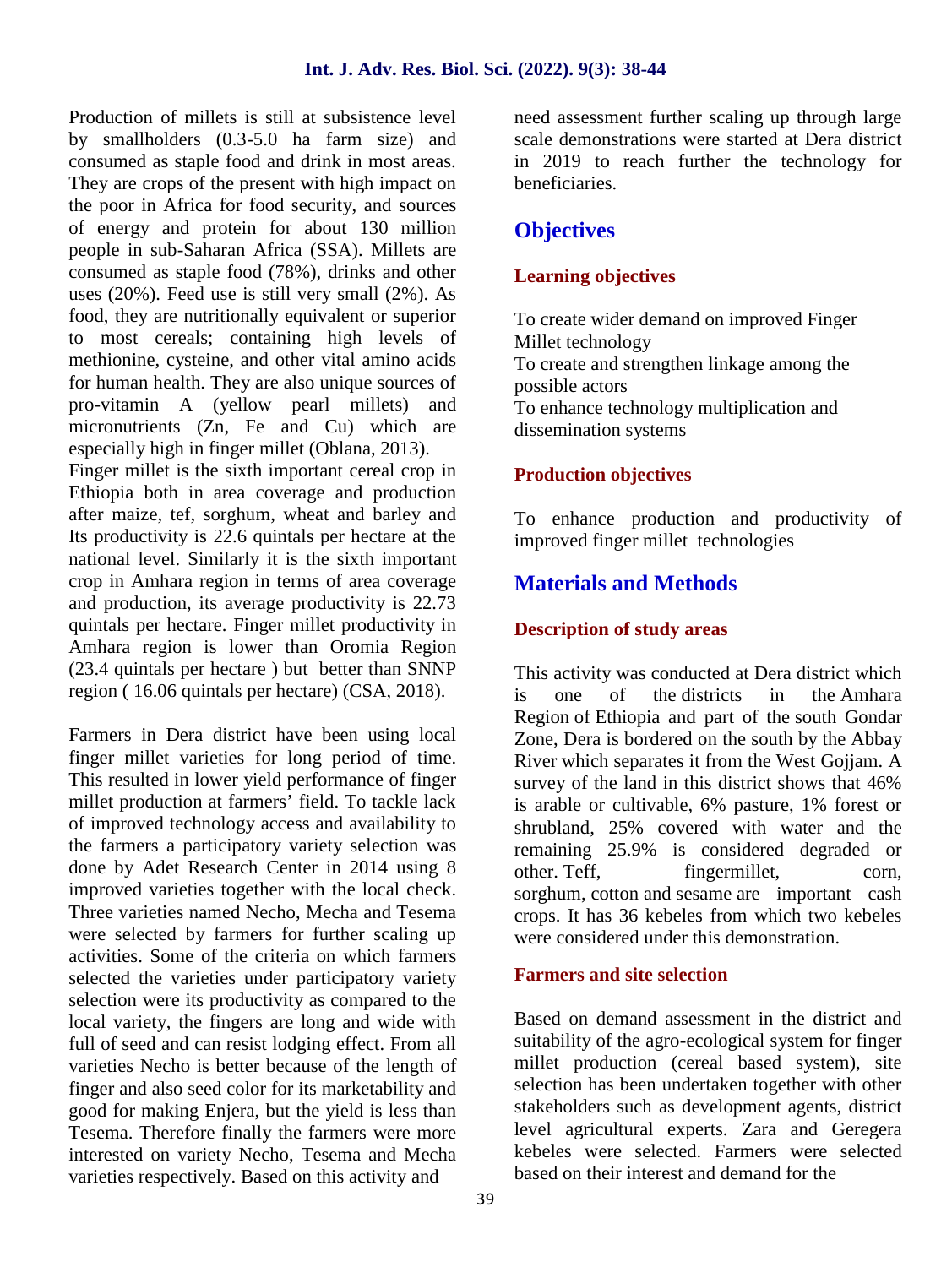Production of millets is still at subsistence level by smallholders (0.3-5.0 ha farm size) and consumed as staple food and drink in most areas. They are crops of the present with high impact on the poor in Africa for food security, and sources of energy and protein for about 130 million people in sub-Saharan Africa (SSA). Millets are consumed as staple food (78%), drinks and other uses (20%). Feed use is still very small (2%). As food, they are nutritionally equivalent or superior to most cereals; containing high levels of methionine, cysteine, and other vital amino acids for human health. They are also unique sources of pro-vitamin A (yellow pearl millets) and micronutrients (Zn, Fe and Cu) which are especially high in finger millet (Oblana, 2013).

Finger millet is the sixth important cereal crop in Ethiopia both in area coverage and production after maize, tef, sorghum, wheat and barley and Its productivity is 22.6 quintals per hectare at the national level. Similarly it is the sixth important crop in Amhara region in terms of area coverage and production, its average productivity is 22.73 quintals per hectare. Finger millet productivity in Amhara region is lower than Oromia Region (23.4 quintals per hectare ) but better than SNNP region ( 16.06 quintals per hectare) (CSA, 2018).

Farmers in Dera district have been using local finger millet varieties for long period of time. This resulted in lower yield performance of finger millet production at farmers' field. To tackle lack of improved technology access and availability to the farmers a participatory variety selection was done by Adet Research Center in 2014 using 8 improved varieties together with the local check. Three varieties named Necho, Mecha and Tesema were selected by farmers for further scaling up activities. Some of the criteria on which farmers selected the varieties under participatory variety selection were its productivity as compared to the local variety, the fingers are long and wide with full of seed and can resist lodging effect. From all varieties Necho is better because of the length of finger and also seed color for its marketability and good for making Enjera, but the yield is less than Tesema. Therefore finally the farmers were more interested on variety Necho, Tesema and Mecha varieties respectively. Based on this activity and need assessment further scaling up through large scale demonstrations were started at Dera district in 2019 to reach further the technology for beneficiaries.

## Objectives

### Learning objectives

To create wider demand on improved Finger Millet technology
To create and strengthen linkage among the possible actors
To enhance technology multiplication and dissemination systems

### Production objectives

To enhance production and productivity of improved finger millet technologies

## Materials and Methods

### Description of study areas

This activity was conducted at Dera district which is one of the districts in the Amhara Region of Ethiopia and part of the south Gondar Zone, Dera is bordered on the south by the Abbay River which separates it from the West Gojjam. A survey of the land in this district shows that 46% is arable or cultivable, 6% pasture, 1% forest or shrubland, 25% covered with water and the remaining 25.9% is considered degraded or other. Teff, fingermillet, corn, sorghum, cotton and sesame are important cash crops. It has 36 kebeles from which two kebeles were considered under this demonstration.

### Farmers and site selection

Based on demand assessment in the district and suitability of the agro-ecological system for finger millet production (cereal based system), site selection has been undertaken together with other stakeholders such as development agents, district level agricultural experts. Zara and Geregera kebeles were selected. Farmers were selected based on their interest and demand for the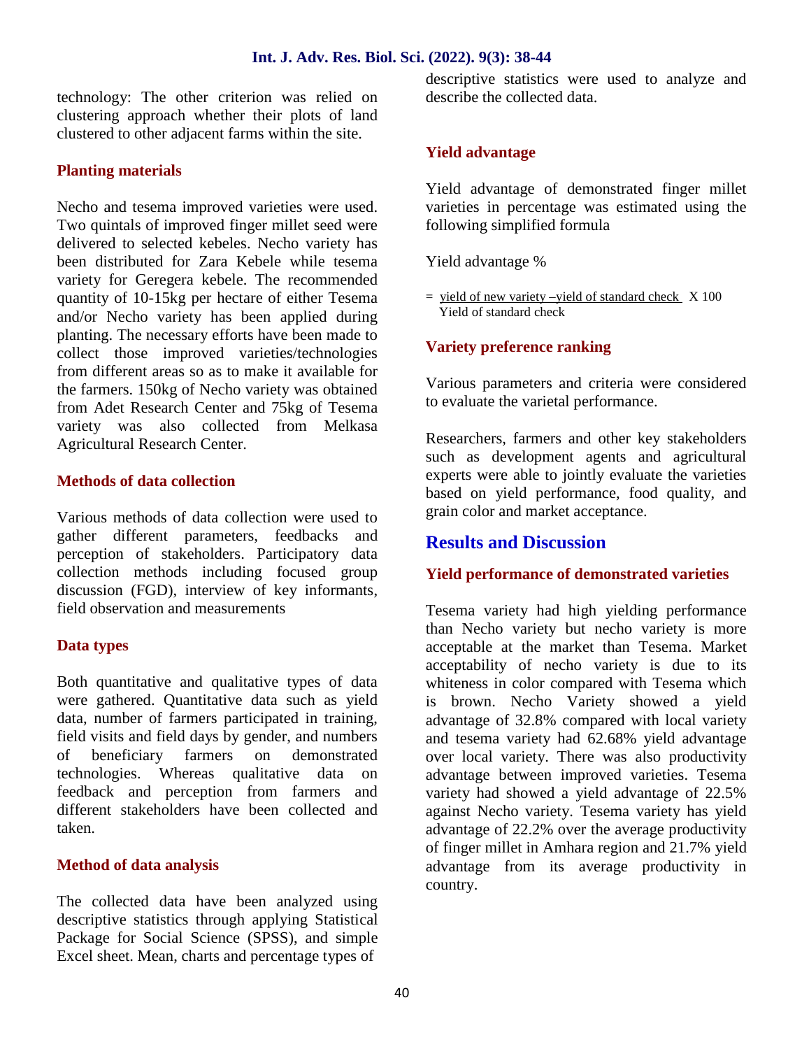technology: The other criterion was relied on clustering approach whether their plots of land clustered to other adjacent farms within the site.

### Planting materials

Necho and tesema improved varieties were used. Two quintals of improved finger millet seed were delivered to selected kebeles. Necho variety has been distributed for Zara Kebele while tesema variety for Geregera kebele. The recommended quantity of 10-15kg per hectare of either Tesema and/or Necho variety has been applied during planting. The necessary efforts have been made to collect those improved varieties/technologies from different areas so as to make it available for the farmers. 150kg of Necho variety was obtained from Adet Research Center and 75kg of Tesema variety was also collected from Melkasa Agricultural Research Center.

### Methods of data collection

Various methods of data collection were used to gather different parameters, feedbacks and perception of stakeholders. Participatory data collection methods including focused group discussion (FGD), interview of key informants, field observation and measurements

### Data types

Both quantitative and qualitative types of data were gathered. Quantitative data such as yield data, number of farmers participated in training, field visits and field days by gender, and numbers of beneficiary farmers on demonstrated technologies. Whereas qualitative data on feedback and perception from farmers and different stakeholders have been collected and taken.

### Method of data analysis

The collected data have been analyzed using descriptive statistics through applying Statistical Package for Social Science (SPSS), and simple Excel sheet. Mean, charts and percentage types of descriptive statistics were used to analyze and describe the collected data.

### Yield advantage

Yield advantage of demonstrated finger millet varieties in percentage was estimated using the following simplified formula

Yield advantage %

$$= \frac{\text{yield of new variety} - \text{yield of standard check}}{\text{Yield of standard check}} \times 100$$

### Variety preference ranking

Various parameters and criteria were considered to evaluate the varietal performance.

Researchers, farmers and other key stakeholders such as development agents and agricultural experts were able to jointly evaluate the varieties based on yield performance, food quality, and grain color and market acceptance.

## Results and Discussion

### Yield performance of demonstrated varieties

Tesema variety had high yielding performance than Necho variety but necho variety is more acceptable at the market than Tesema. Market acceptability of necho variety is due to its whiteness in color compared with Tesema which is brown. Necho Variety showed a yield advantage of 32.8% compared with local variety and tesema variety had 62.68% yield advantage over local variety. There was also productivity advantage between improved varieties. Tesema variety had showed a yield advantage of 22.5% against Necho variety. Tesema variety has yield advantage of 22.2% over the average productivity of finger millet in Amhara region and 21.7% yield advantage from its average productivity in country.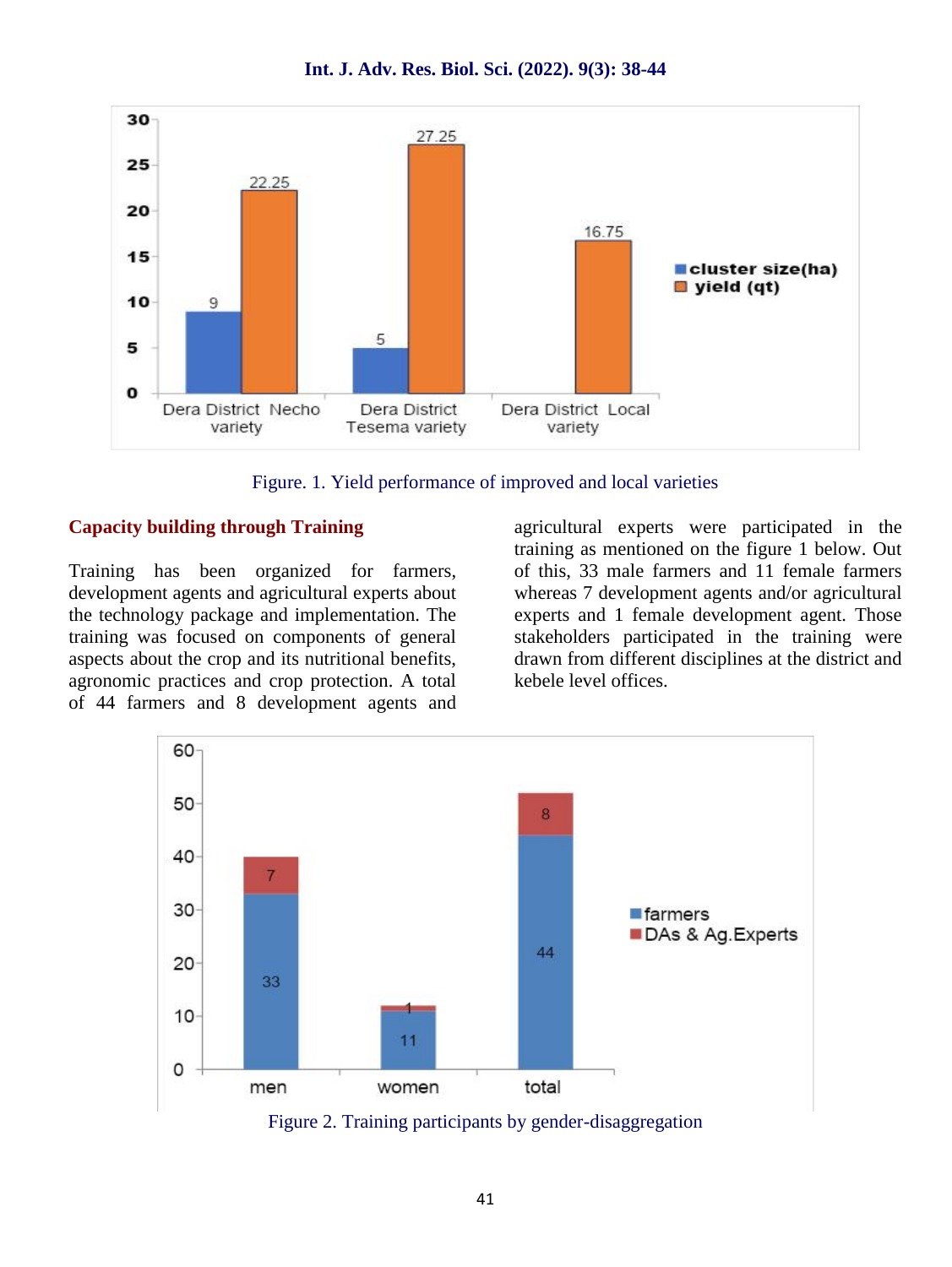Figure. 1. Yield performance of improved and local varieties

## Capacity building through Training

Training has been organized for farmers, development agents and agricultural experts about the technology package and implementation. The training was focused on components of general aspects about the crop and its nutritional benefits, agronomic practices and crop protection. A total of 44 farmers and 8 development agents and agricultural experts were participated in the training as mentioned on the figure 1 below. Out of this, 33 male farmers and 11 female farmers whereas 7 development agents and/or agricultural experts and 1 female development agent. Those stakeholders participated in the training were drawn from different disciplines at the district and kebele level offices.

Figure 2. Training participants by gender-disaggregation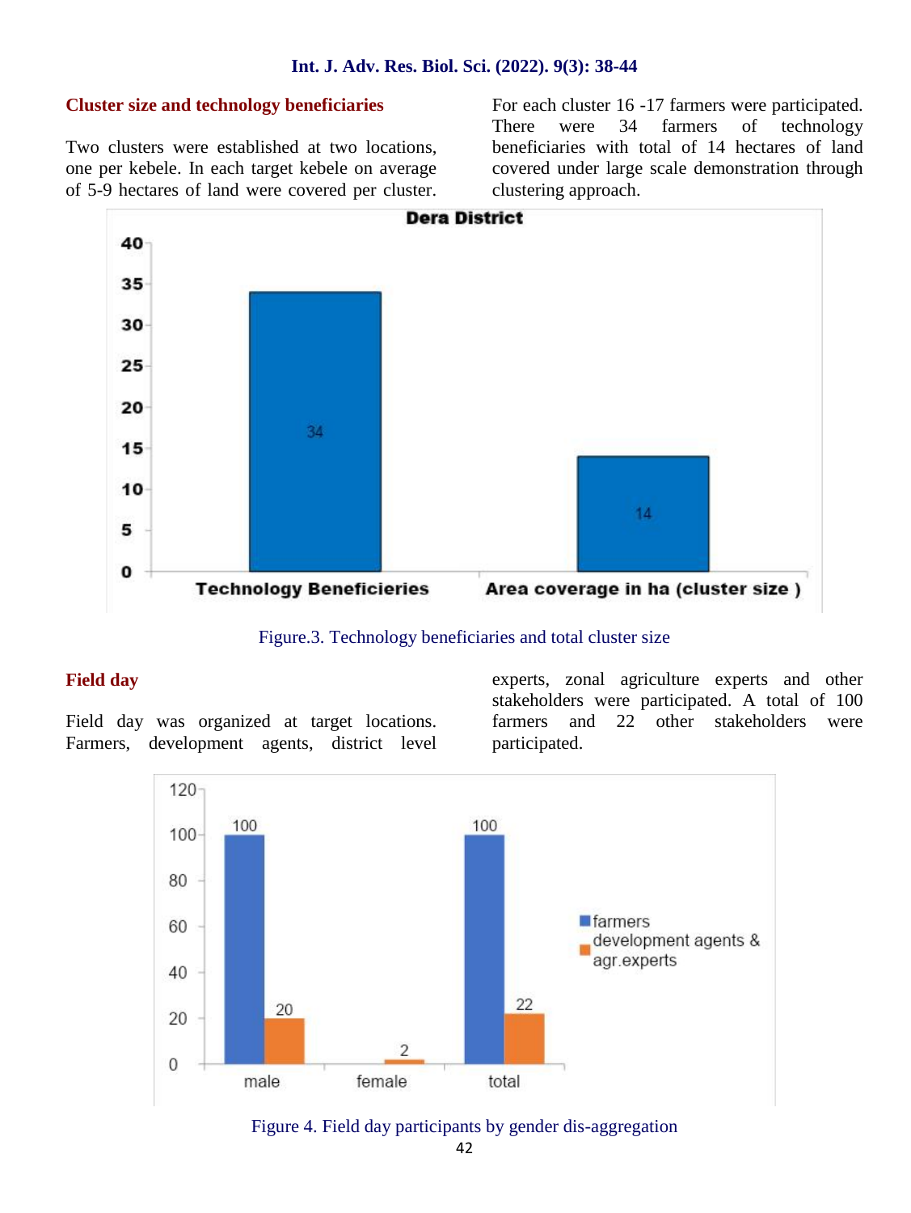## Cluster size and technology beneficiaries

Two clusters were established at two locations, one per kebele. In each target kebele on average of 5-9 hectares of land were covered per cluster. For each cluster 16 -17 farmers were participated. There were 34 farmers of technology beneficiaries with total of 14 hectares of land covered under large scale demonstration through clustering approach.

Figure.3. Technology beneficiaries and total cluster size

## Field day

Field day was organized at target locations. Farmers, development agents, district level experts, zonal agriculture experts and other stakeholders were participated. A total of 100 farmers and 22 other stakeholders were participated.

Figure 4. Field day participants by gender dis-aggregation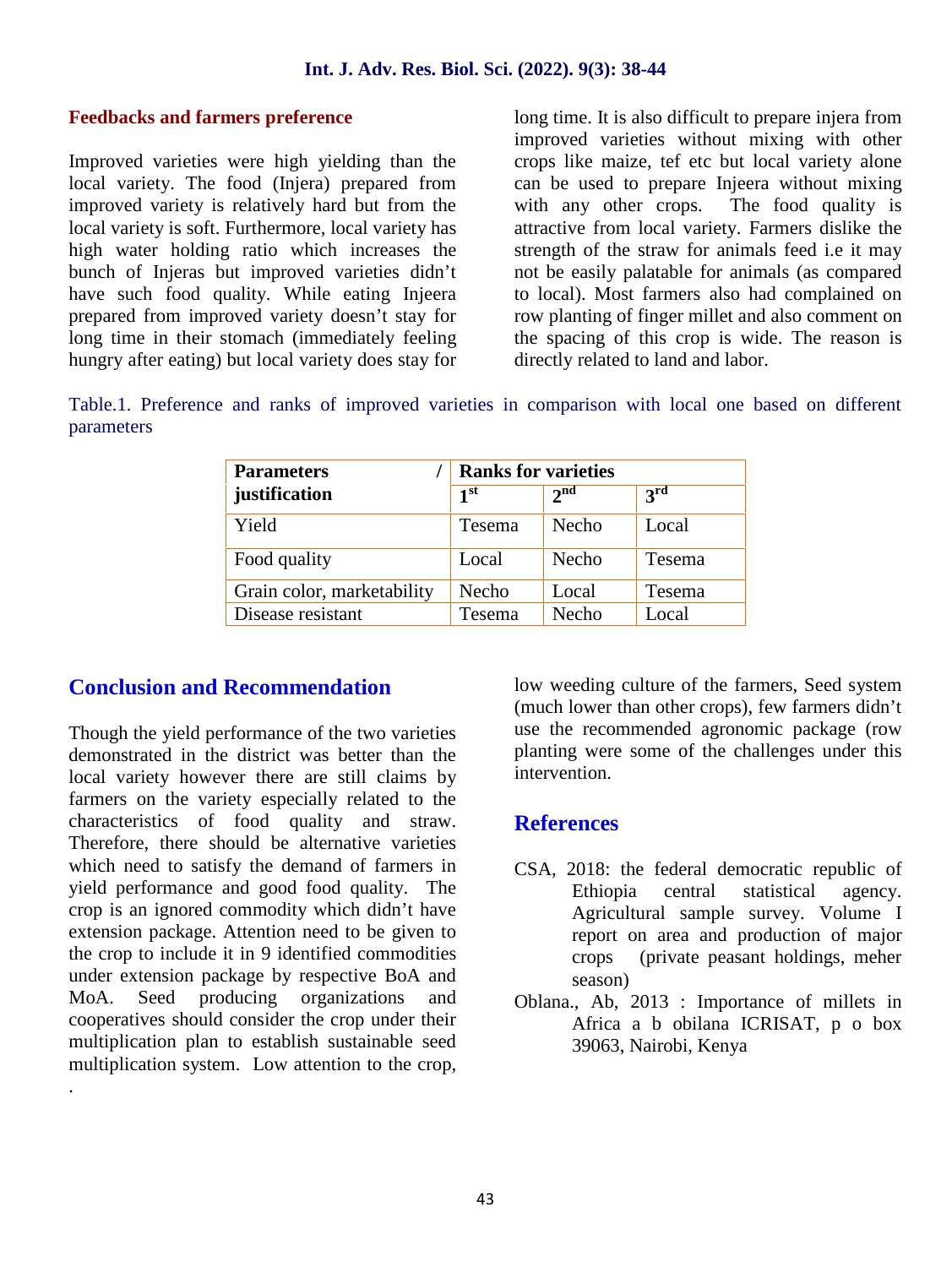## Feedbacks and farmers preference

Improved varieties were high yielding than the local variety. The food (Injera) prepared from improved variety is relatively hard but from the local variety is soft. Furthermore, local variety has high water holding ratio which increases the bunch of Injeras but improved varieties didn't have such food quality. While eating Injeera prepared from improved variety doesn't stay for long time in their stomach (immediately feeling hungry after eating) but local variety does stay for long time. It is also difficult to prepare injera from improved varieties without mixing with other crops like maize, tef etc but local variety alone can be used to prepare Injeera without mixing with any other crops. The food quality is attractive from local variety. Farmers dislike the strength of the straw for animals feed i.e it may not be easily palatable for animals (as compared to local). Most farmers also had complained on row planting of finger millet and also comment on the spacing of this crop is wide. The reason is directly related to land and labor.

Table.1. Preference and ranks of improved varieties in comparison with local one based on different parameters

| Parameters / justification | Ranks for varieties | | |
|---|---|---|---|
| | 1st | 2nd | 3rd |
| Yield | Tesema | Necho | Local |
| Food quality | Local | Necho | Tesema |
| Grain color, marketability | Necho | Local | Tesema |
| Disease resistant | Tesema | Necho | Local |

## Conclusion and Recommendation

Though the yield performance of the two varieties demonstrated in the district was better than the local variety however there are still claims by farmers on the variety especially related to the characteristics of food quality and straw. Therefore, there should be alternative varieties which need to satisfy the demand of farmers in yield performance and good food quality. The crop is an ignored commodity which didn't have extension package. Attention need to be given to the crop to include it in 9 identified commodities under extension package by respective BoA and MoA. Seed producing organizations and cooperatives should consider the crop under their multiplication plan to establish sustainable seed multiplication system. Low attention to the crop, low weeding culture of the farmers, Seed system (much lower than other crops), few farmers didn't use the recommended agronomic package (row planting were some of the challenges under this intervention.

## References

CSA, 2018: the federal democratic republic of Ethiopia central statistical agency. Agricultural sample survey. Volume I report on area and production of major crops (private peasant holdings, meher season)

Oblana., Ab, 2013 : Importance of millets in Africa a b obilana ICRISAT, p o box 39063, Nairobi, Kenya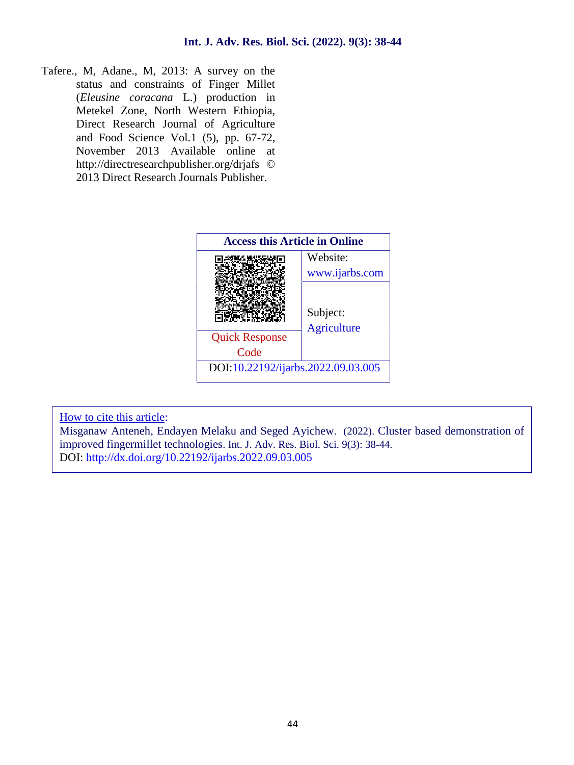Tafere., M, Adane., M, 2013: A survey on the status and constraints of Finger Millet (*Eleusine coracana* L.) production in Metekel Zone, North Western Ethiopia, Direct Research Journal of Agriculture and Food Science Vol.1 (5), pp. 67-72, November 2013 Available online at http://directresearchpublisher.org/drjafs © 2013 Direct Research Journals Publisher.

| Access this Article in Online | |
|---|---|
| Quick Response Code | Website: www.ijarbs.com |
| | Subject: Agriculture |
| DOI:10.22192/ijarbs.2022.09.03.005 | |

How to cite this article:
Misganaw Anteneh, Endayen Melaku and Seged Ayichew. (2022). Cluster based demonstration of improved fingermillet technologies. Int. J. Adv. Res. Biol. Sci. 9(3): 38-44.
DOI: http://dx.doi.org/10.22192/ijarbs.2022.09.03.005